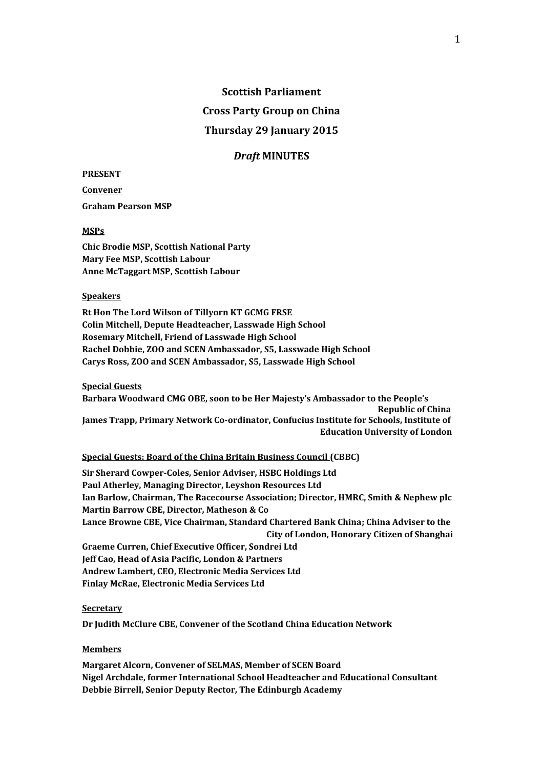**Scottish Parliament**

**Cross Party Group on China**

**Thursday 29 January 2015**

***Draft* MINUTES**

**PRESENT**

**Convener**

**Graham Pearson MSP**

**MSPs**

**Chic Brodie MSP, Scottish National Party**
**Mary Fee MSP, Scottish Labour**
**Anne McTaggart MSP, Scottish Labour**

**Speakers**

**Rt Hon The Lord Wilson of Tillyorn KT GCMG FRSE**
**Colin Mitchell, Depute Headteacher, Lasswade High School**
**Rosemary Mitchell, Friend of Lasswade High School**
**Rachel Dobbie, ZOO and SCEN Ambassador, S5, Lasswade High School**
**Carys Ross, ZOO and SCEN Ambassador, S5, Lasswade High School**

**Special Guests**

**Barbara Woodward CMG OBE, soon to be Her Majesty's Ambassador to the People's Republic of China**
**James Trapp, Primary Network Co-ordinator, Confucius Institute for Schools, Institute of Education University of London**

**Special Guests: Board of the China Britain Business Council (CBBC)**

**Sir Sherard Cowper-Coles, Senior Adviser, HSBC Holdings Ltd**
**Paul Atherley, Managing Director, Leyshon Resources Ltd**
**Ian Barlow, Chairman, The Racecourse Association; Director, HMRC, Smith & Nephew plc**
**Martin Barrow CBE, Director, Matheson & Co**
**Lance Browne CBE, Vice Chairman, Standard Chartered Bank China; China Adviser to the City of London, Honorary Citizen of Shanghai**
**Graeme Curren, Chief Executive Officer, Sondrei Ltd**
**Jeff Cao, Head of Asia Pacific, London & Partners**
**Andrew Lambert, CEO, Electronic Media Services Ltd**
**Finlay McRae, Electronic Media Services Ltd**

**Secretary**

**Dr Judith McClure CBE, Convener of the Scotland China Education Network**

**Members**

**Margaret Alcorn, Convener of SELMAS, Member of SCEN Board**
**Nigel Archdale, former International School Headteacher and Educational Consultant**
**Debbie Birrell, Senior Deputy Rector, The Edinburgh Academy**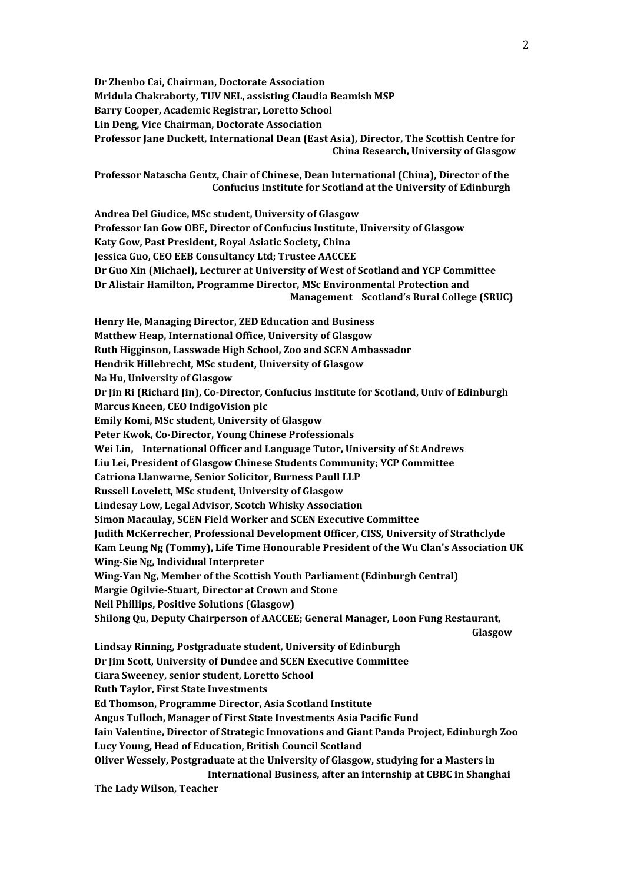**Dr Zhenbo Cai, Chairman, Doctorate Association**
**Mridula Chakraborty, TUV NEL, assisting Claudia Beamish MSP**
**Barry Cooper, Academic Registrar, Loretto School**
**Lin Deng, Vice Chairman, Doctorate Association**
**Professor Jane Duckett, International Dean (East Asia), Director, The Scottish Centre for China Research, University of Glasgow**

**Professor Natascha Gentz, Chair of Chinese, Dean International (China), Director of the Confucius Institute for Scotland at the University of Edinburgh**

**Andrea Del Giudice, MSc student, University of Glasgow**
**Professor Ian Gow OBE, Director of Confucius Institute, University of Glasgow**
**Katy Gow, Past President, Royal Asiatic Society, China**
**Jessica Guo, CEO EEB Consultancy Ltd; Trustee AACCEE**
**Dr Guo Xin (Michael), Lecturer at University of West of Scotland and YCP Committee**
**Dr Alistair Hamilton, Programme Director, MSc Environmental Protection and Management Scotland's Rural College (SRUC)**

**Henry He, Managing Director, ZED Education and Business**
**Matthew Heap, International Office, University of Glasgow**
**Ruth Higginson, Lasswade High School, Zoo and SCEN Ambassador**
**Hendrik Hillebrecht, MSc student, University of Glasgow**
**Na Hu, University of Glasgow**
**Dr Jin Ri (Richard Jin), Co-Director, Confucius Institute for Scotland, Univ of Edinburgh**
**Marcus Kneen, CEO IndigoVision plc**
**Emily Komi, MSc student, University of Glasgow**
**Peter Kwok, Co-Director, Young Chinese Professionals**
**Wei Lin, International Officer and Language Tutor, University of St Andrews**
**Liu Lei, President of Glasgow Chinese Students Community; YCP Committee**
**Catriona Llanwarne, Senior Solicitor, Burness Paull LLP**
**Russell Lovelett, MSc student, University of Glasgow**
**Lindesay Low, Legal Advisor, Scotch Whisky Association**
**Simon Macaulay, SCEN Field Worker and SCEN Executive Committee**
**Judith McKerrecher, Professional Development Officer, CISS, University of Strathclyde**
**Kam Leung Ng (Tommy), Life Time Honourable President of the Wu Clan's Association UK**
**Wing-Sie Ng, Individual Interpreter**
**Wing-Yan Ng, Member of the Scottish Youth Parliament (Edinburgh Central)**
**Margie Ogilvie-Stuart, Director at Crown and Stone**
**Neil Phillips, Positive Solutions (Glasgow)**
**Shilong Qu, Deputy Chairperson of AACCEE; General Manager, Loon Fung Restaurant, Glasgow**

**Lindsay Rinning, Postgraduate student, University of Edinburgh**
**Dr Jim Scott, University of Dundee and SCEN Executive Committee**
**Ciara Sweeney, senior student, Loretto School**
**Ruth Taylor, First State Investments**
**Ed Thomson, Programme Director, Asia Scotland Institute**
**Angus Tulloch, Manager of First State Investments Asia Pacific Fund**
**Iain Valentine, Director of Strategic Innovations and Giant Panda Project, Edinburgh Zoo**
**Lucy Young, Head of Education, British Council Scotland**
**Oliver Wessely, Postgraduate at the University of Glasgow, studying for a Masters in International Business, after an internship at CBBC in Shanghai**
**The Lady Wilson, Teacher**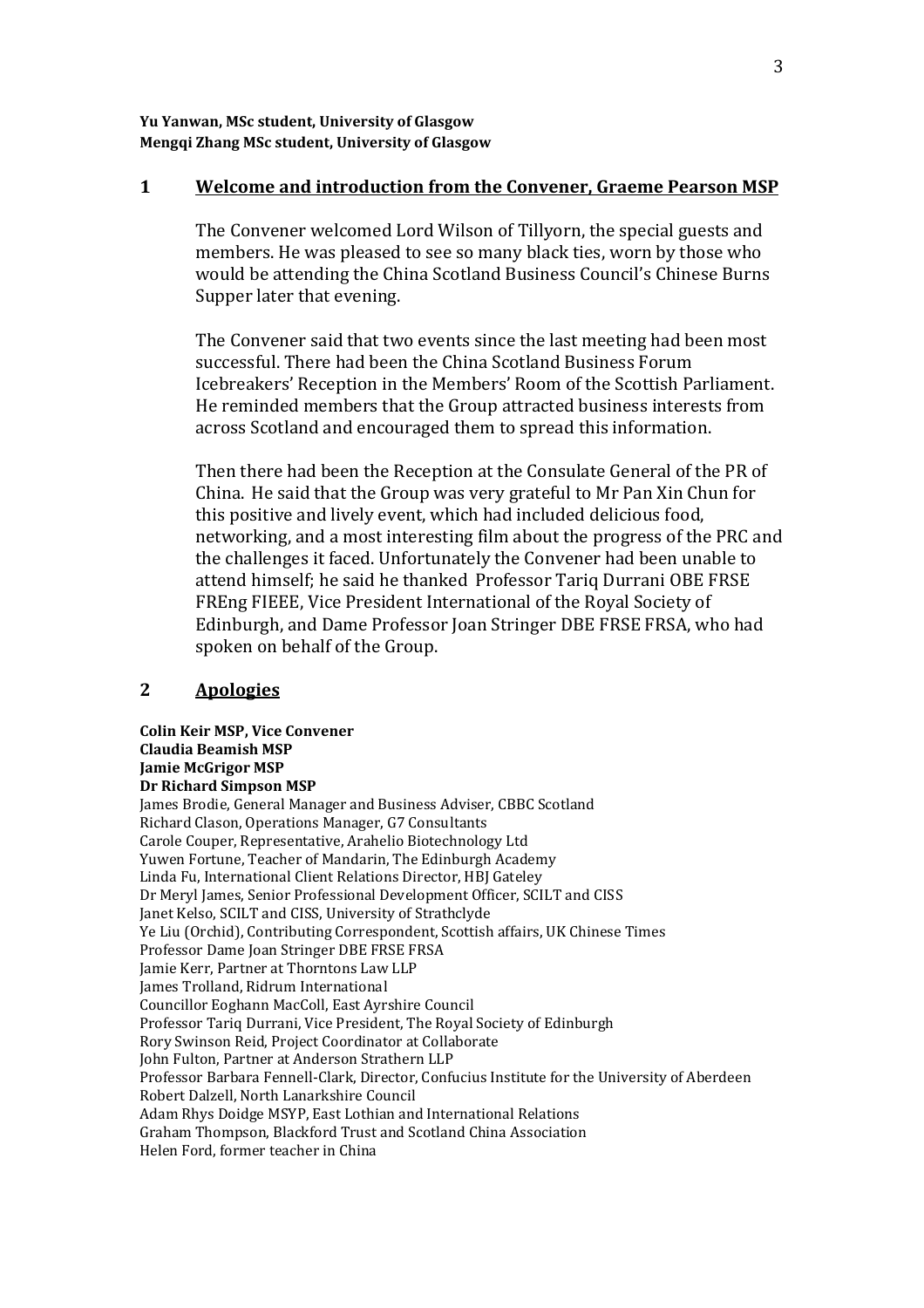**Yu Yanwan, MSc student, University of Glasgow**
**Mengqi Zhang MSc student, University of Glasgow**

## 1 Welcome and introduction from the Convener, Graeme Pearson MSP

The Convener welcomed Lord Wilson of Tillyorn, the special guests and members. He was pleased to see so many black ties, worn by those who would be attending the China Scotland Business Council's Chinese Burns Supper later that evening.

The Convener said that two events since the last meeting had been most successful. There had been the China Scotland Business Forum Icebreakers' Reception in the Members' Room of the Scottish Parliament. He reminded members that the Group attracted business interests from across Scotland and encouraged them to spread this information.

Then there had been the Reception at the Consulate General of the PR of China. He said that the Group was very grateful to Mr Pan Xin Chun for this positive and lively event, which had included delicious food, networking, and a most interesting film about the progress of the PRC and the challenges it faced. Unfortunately the Convener had been unable to attend himself; he said he thanked Professor Tariq Durrani OBE FRSE FREng FIEEE, Vice President International of the Royal Society of Edinburgh, and Dame Professor Joan Stringer DBE FRSE FRSA, who had spoken on behalf of the Group.

## 2 Apologies

**Colin Keir MSP, Vice Convener**
**Claudia Beamish MSP**
**Jamie McGrigor MSP**
**Dr Richard Simpson MSP**
James Brodie, General Manager and Business Adviser, CBBC Scotland
Richard Clason, Operations Manager, G7 Consultants
Carole Couper, Representative, Arahelio Biotechnology Ltd
Yuwen Fortune, Teacher of Mandarin, The Edinburgh Academy
Linda Fu, International Client Relations Director, HBJ Gateley
Dr Meryl James, Senior Professional Development Officer, SCILT and CISS
Janet Kelso, SCILT and CISS, University of Strathclyde
Ye Liu (Orchid), Contributing Correspondent, Scottish affairs, UK Chinese Times
Professor Dame Joan Stringer DBE FRSE FRSA
Jamie Kerr, Partner at Thorntons Law LLP
James Trolland, Ridrum International
Councillor Eoghann MacColl, East Ayrshire Council
Professor Tariq Durrani, Vice President, The Royal Society of Edinburgh
Rory Swinson Reid, Project Coordinator at Collaborate
John Fulton, Partner at Anderson Strathern LLP
Professor Barbara Fennell-Clark, Director, Confucius Institute for the University of Aberdeen
Robert Dalzell, North Lanarkshire Council
Adam Rhys Doidge MSYP, East Lothian and International Relations
Graham Thompson, Blackford Trust and Scotland China Association
Helen Ford, former teacher in China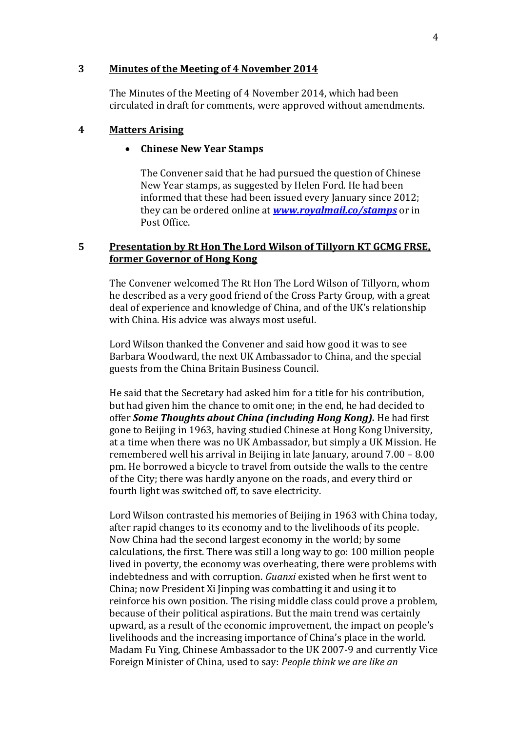## 3 <u>Minutes of the Meeting of 4 November 2014</u>

The Minutes of the Meeting of 4 November 2014, which had been circulated in draft for comments, were approved without amendments.

## 4 <u>Matters Arising</u>

- **Chinese New Year Stamps**

  The Convener said that he had pursued the question of Chinese New Year stamps, as suggested by Helen Ford. He had been informed that these had been issued every January since 2012; they can be ordered online at ***www.royalmail.co/stamps*** or in Post Office.

## 5 <u>Presentation by Rt Hon The Lord Wilson of Tillyorn KT GCMG FRSE, former Governor of Hong Kong</u>

The Convener welcomed The Rt Hon The Lord Wilson of Tillyorn, whom he described as a very good friend of the Cross Party Group, with a great deal of experience and knowledge of China, and of the UK's relationship with China. His advice was always most useful.

Lord Wilson thanked the Convener and said how good it was to see Barbara Woodward, the next UK Ambassador to China, and the special guests from the China Britain Business Council.

He said that the Secretary had asked him for a title for his contribution, but had given him the chance to omit one; in the end, he had decided to offer ***Some Thoughts about China (including Hong Kong).*** He had first gone to Beijing in 1963, having studied Chinese at Hong Kong University, at a time when there was no UK Ambassador, but simply a UK Mission. He remembered well his arrival in Beijing in late January, around 7.00 – 8.00 pm. He borrowed a bicycle to travel from outside the walls to the centre of the City; there was hardly anyone on the roads, and every third or fourth light was switched off, to save electricity.

Lord Wilson contrasted his memories of Beijing in 1963 with China today, after rapid changes to its economy and to the livelihoods of its people. Now China had the second largest economy in the world; by some calculations, the first. There was still a long way to go: 100 million people lived in poverty, the economy was overheating, there were problems with indebtedness and with corruption. *Guanxi* existed when he first went to China; now President Xi Jinping was combatting it and using it to reinforce his own position. The rising middle class could prove a problem, because of their political aspirations. But the main trend was certainly upward, as a result of the economic improvement, the impact on people's livelihoods and the increasing importance of China's place in the world. Madam Fu Ying, Chinese Ambassador to the UK 2007-9 and currently Vice Foreign Minister of China, used to say: *People think we are like an*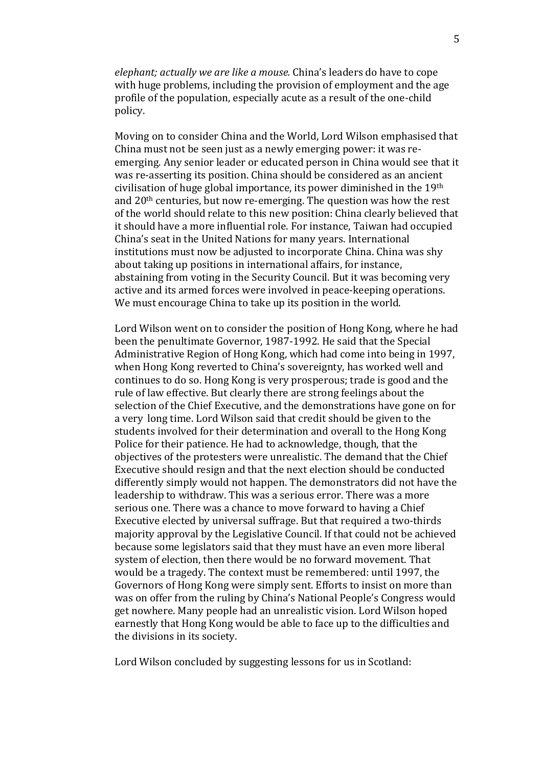*elephant; actually we are like a mouse.* China's leaders do have to cope with huge problems, including the provision of employment and the age profile of the population, especially acute as a result of the one-child policy.

Moving on to consider China and the World, Lord Wilson emphasised that China must not be seen just as a newly emerging power: it was re-emerging. Any senior leader or educated person in China would see that it was re-asserting its position. China should be considered as an ancient civilisation of huge global importance, its power diminished in the 19th and 20th centuries, but now re-emerging. The question was how the rest of the world should relate to this new position: China clearly believed that it should have a more influential role. For instance, Taiwan had occupied China's seat in the United Nations for many years. International institutions must now be adjusted to incorporate China. China was shy about taking up positions in international affairs, for instance, abstaining from voting in the Security Council. But it was becoming very active and its armed forces were involved in peace-keeping operations. We must encourage China to take up its position in the world.

Lord Wilson went on to consider the position of Hong Kong, where he had been the penultimate Governor, 1987-1992. He said that the Special Administrative Region of Hong Kong, which had come into being in 1997, when Hong Kong reverted to China's sovereignty, has worked well and continues to do so. Hong Kong is very prosperous; trade is good and the rule of law effective. But clearly there are strong feelings about the selection of the Chief Executive, and the demonstrations have gone on for a very long time. Lord Wilson said that credit should be given to the students involved for their determination and overall to the Hong Kong Police for their patience. He had to acknowledge, though, that the objectives of the protesters were unrealistic. The demand that the Chief Executive should resign and that the next election should be conducted differently simply would not happen. The demonstrators did not have the leadership to withdraw. This was a serious error. There was a more serious one. There was a chance to move forward to having a Chief Executive elected by universal suffrage. But that required a two-thirds majority approval by the Legislative Council. If that could not be achieved because some legislators said that they must have an even more liberal system of election, then there would be no forward movement. That would be a tragedy. The context must be remembered: until 1997, the Governors of Hong Kong were simply sent. Efforts to insist on more than was on offer from the ruling by China's National People's Congress would get nowhere. Many people had an unrealistic vision. Lord Wilson hoped earnestly that Hong Kong would be able to face up to the difficulties and the divisions in its society.

Lord Wilson concluded by suggesting lessons for us in Scotland: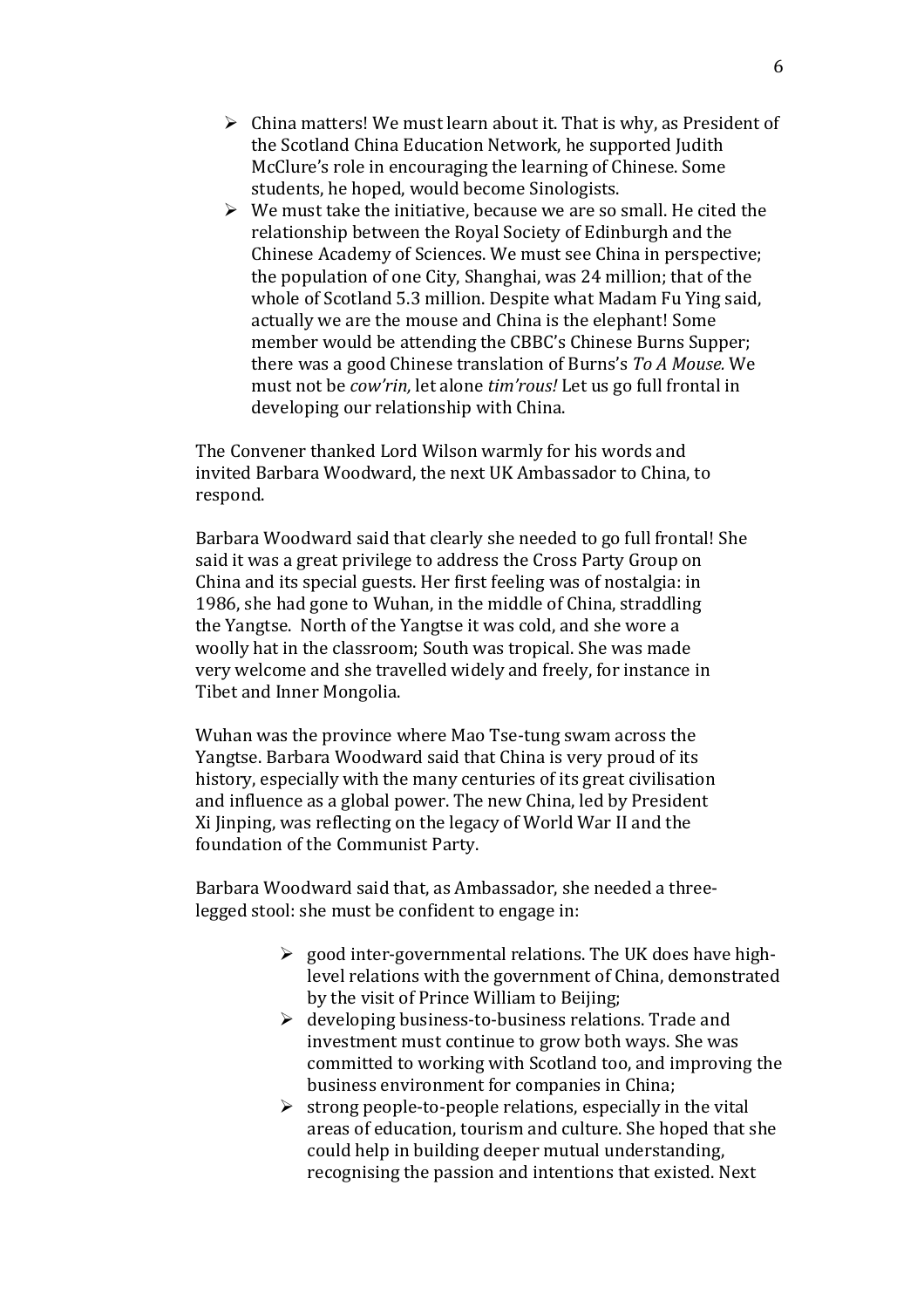- China matters! We must learn about it. That is why, as President of the Scotland China Education Network, he supported Judith McClure's role in encouraging the learning of Chinese. Some students, he hoped, would become Sinologists.
- We must take the initiative, because we are so small. He cited the relationship between the Royal Society of Edinburgh and the Chinese Academy of Sciences. We must see China in perspective; the population of one City, Shanghai, was 24 million; that of the whole of Scotland 5.3 million. Despite what Madam Fu Ying said, actually we are the mouse and China is the elephant! Some member would be attending the CBBC's Chinese Burns Supper; there was a good Chinese translation of Burns's *To A Mouse.* We must not be *cow'rin,* let alone *tim'rous!* Let us go full frontal in developing our relationship with China.

The Convener thanked Lord Wilson warmly for his words and invited Barbara Woodward, the next UK Ambassador to China, to respond.

Barbara Woodward said that clearly she needed to go full frontal! She said it was a great privilege to address the Cross Party Group on China and its special guests. Her first feeling was of nostalgia: in 1986, she had gone to Wuhan, in the middle of China, straddling the Yangtse. North of the Yangtse it was cold, and she wore a woolly hat in the classroom; South was tropical. She was made very welcome and she travelled widely and freely, for instance in Tibet and Inner Mongolia.

Wuhan was the province where Mao Tse-tung swam across the Yangtse. Barbara Woodward said that China is very proud of its history, especially with the many centuries of its great civilisation and influence as a global power. The new China, led by President Xi Jinping, was reflecting on the legacy of World War II and the foundation of the Communist Party.

Barbara Woodward said that, as Ambassador, she needed a three-legged stool: she must be confident to engage in:

- good inter-governmental relations. The UK does have high-level relations with the government of China, demonstrated by the visit of Prince William to Beijing;
- developing business-to-business relations. Trade and investment must continue to grow both ways. She was committed to working with Scotland too, and improving the business environment for companies in China;
- strong people-to-people relations, especially in the vital areas of education, tourism and culture. She hoped that she could help in building deeper mutual understanding, recognising the passion and intentions that existed. Next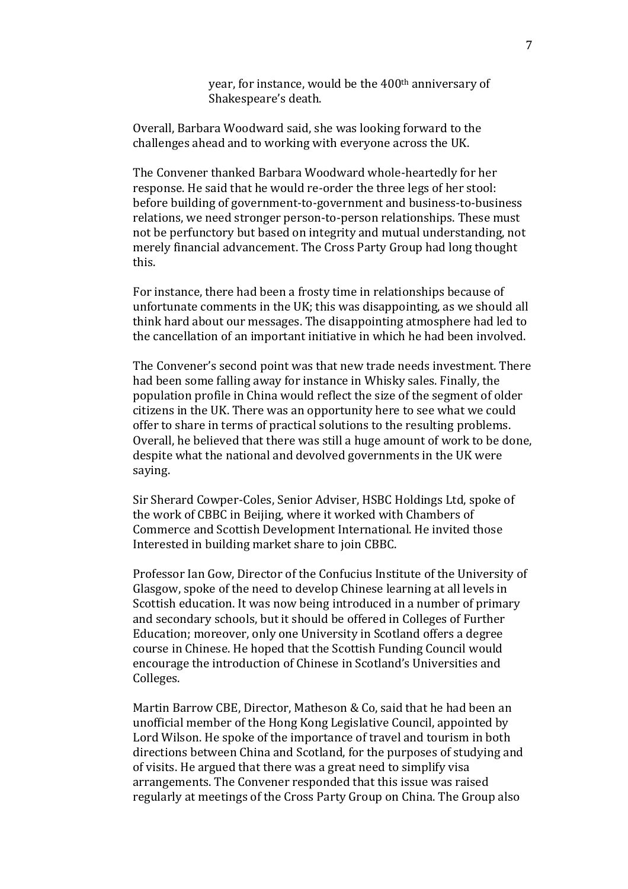year, for instance, would be the 400th anniversary of Shakespeare's death.

Overall, Barbara Woodward said, she was looking forward to the challenges ahead and to working with everyone across the UK.

The Convener thanked Barbara Woodward whole-heartedly for her response. He said that he would re-order the three legs of her stool: before building of government-to-government and business-to-business relations, we need stronger person-to-person relationships. These must not be perfunctory but based on integrity and mutual understanding, not merely financial advancement. The Cross Party Group had long thought this.

For instance, there had been a frosty time in relationships because of unfortunate comments in the UK; this was disappointing, as we should all think hard about our messages. The disappointing atmosphere had led to the cancellation of an important initiative in which he had been involved.

The Convener's second point was that new trade needs investment. There had been some falling away for instance in Whisky sales. Finally, the population profile in China would reflect the size of the segment of older citizens in the UK. There was an opportunity here to see what we could offer to share in terms of practical solutions to the resulting problems. Overall, he believed that there was still a huge amount of work to be done, despite what the national and devolved governments in the UK were saying.

Sir Sherard Cowper-Coles, Senior Adviser, HSBC Holdings Ltd, spoke of the work of CBBC in Beijing, where it worked with Chambers of Commerce and Scottish Development International. He invited those Interested in building market share to join CBBC.

Professor Ian Gow, Director of the Confucius Institute of the University of Glasgow, spoke of the need to develop Chinese learning at all levels in Scottish education. It was now being introduced in a number of primary and secondary schools, but it should be offered in Colleges of Further Education; moreover, only one University in Scotland offers a degree course in Chinese. He hoped that the Scottish Funding Council would encourage the introduction of Chinese in Scotland's Universities and Colleges.

Martin Barrow CBE, Director, Matheson & Co, said that he had been an unofficial member of the Hong Kong Legislative Council, appointed by Lord Wilson. He spoke of the importance of travel and tourism in both directions between China and Scotland, for the purposes of studying and of visits. He argued that there was a great need to simplify visa arrangements. The Convener responded that this issue was raised regularly at meetings of the Cross Party Group on China. The Group also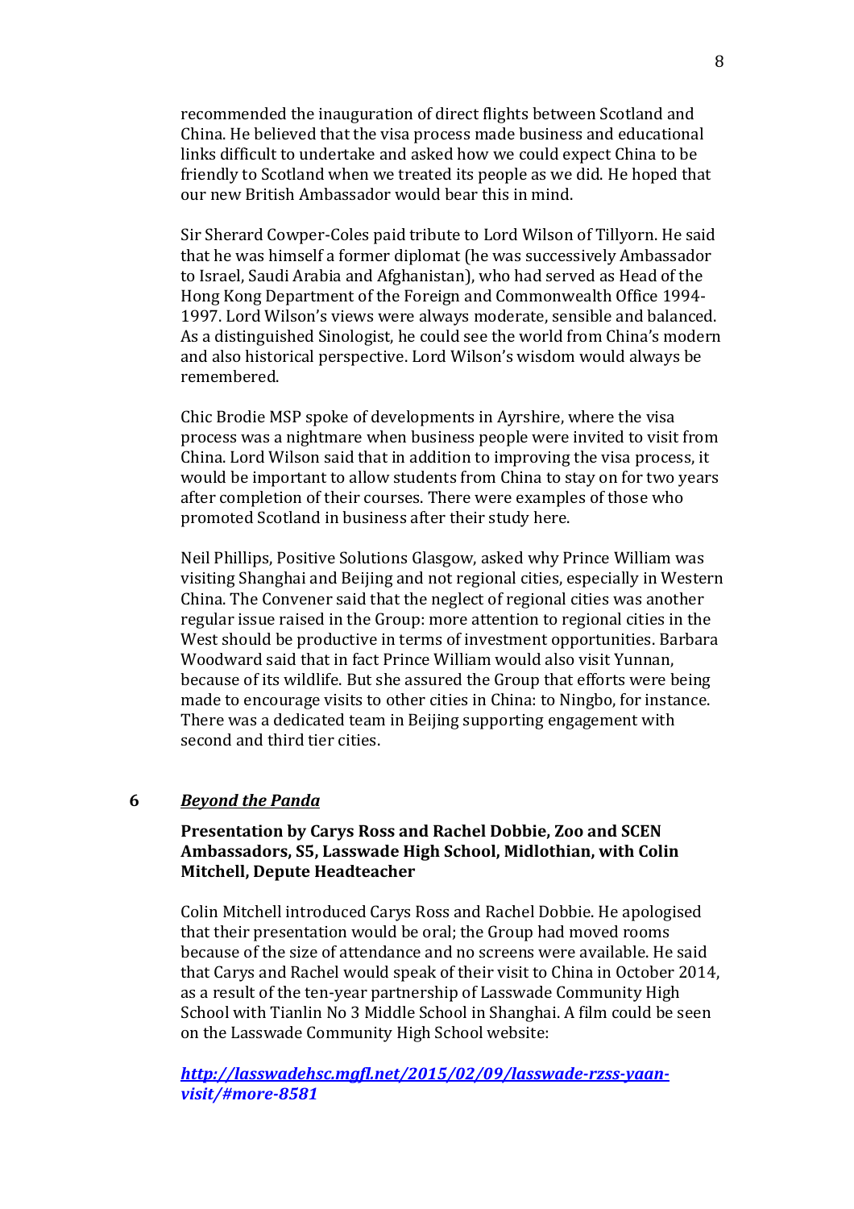recommended the inauguration of direct flights between Scotland and China. He believed that the visa process made business and educational links difficult to undertake and asked how we could expect China to be friendly to Scotland when we treated its people as we did. He hoped that our new British Ambassador would bear this in mind.

Sir Sherard Cowper-Coles paid tribute to Lord Wilson of Tillyorn. He said that he was himself a former diplomat (he was successively Ambassador to Israel, Saudi Arabia and Afghanistan), who had served as Head of the Hong Kong Department of the Foreign and Commonwealth Office 1994-1997. Lord Wilson's views were always moderate, sensible and balanced. As a distinguished Sinologist, he could see the world from China's modern and also historical perspective. Lord Wilson's wisdom would always be remembered.

Chic Brodie MSP spoke of developments in Ayrshire, where the visa process was a nightmare when business people were invited to visit from China. Lord Wilson said that in addition to improving the visa process, it would be important to allow students from China to stay on for two years after completion of their courses. There were examples of those who promoted Scotland in business after their study here.

Neil Phillips, Positive Solutions Glasgow, asked why Prince William was visiting Shanghai and Beijing and not regional cities, especially in Western China. The Convener said that the neglect of regional cities was another regular issue raised in the Group: more attention to regional cities in the West should be productive in terms of investment opportunities. Barbara Woodward said that in fact Prince William would also visit Yunnan, because of its wildlife. But she assured the Group that efforts were being made to encourage visits to other cities in China: to Ningbo, for instance. There was a dedicated team in Beijing supporting engagement with second and third tier cities.

## 6 *Beyond the Panda*

**Presentation by Carys Ross and Rachel Dobbie, Zoo and SCEN Ambassadors, S5, Lasswade High School, Midlothian, with Colin Mitchell, Depute Headteacher**

Colin Mitchell introduced Carys Ross and Rachel Dobbie. He apologised that their presentation would be oral; the Group had moved rooms because of the size of attendance and no screens were available. He said that Carys and Rachel would speak of their visit to China in October 2014, as a result of the ten-year partnership of Lasswade Community High School with Tianlin No 3 Middle School in Shanghai. A film could be seen on the Lasswade Community High School website:

***http://lasswadehsc.mgfl.net/2015/02/09/lasswade-rzss-yaan-visit/#more-8581***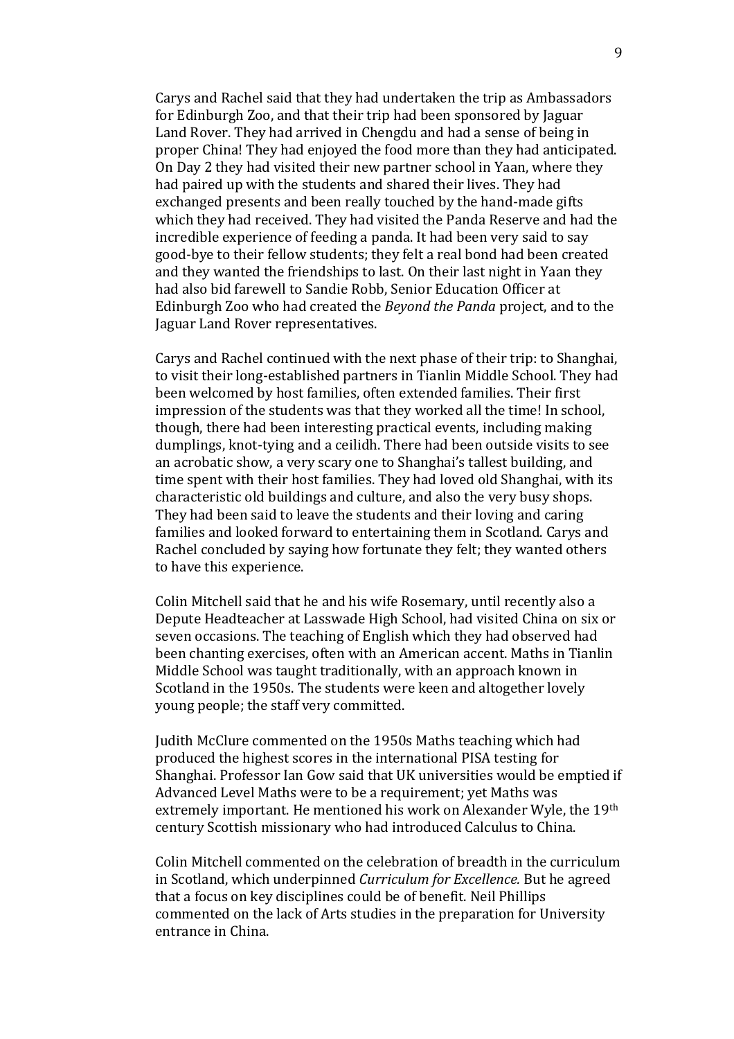Carys and Rachel said that they had undertaken the trip as Ambassadors for Edinburgh Zoo, and that their trip had been sponsored by Jaguar Land Rover. They had arrived in Chengdu and had a sense of being in proper China! They had enjoyed the food more than they had anticipated. On Day 2 they had visited their new partner school in Yaan, where they had paired up with the students and shared their lives. They had exchanged presents and been really touched by the hand-made gifts which they had received. They had visited the Panda Reserve and had the incredible experience of feeding a panda. It had been very said to say good-bye to their fellow students; they felt a real bond had been created and they wanted the friendships to last. On their last night in Yaan they had also bid farewell to Sandie Robb, Senior Education Officer at Edinburgh Zoo who had created the *Beyond the Panda* project, and to the Jaguar Land Rover representatives.

Carys and Rachel continued with the next phase of their trip: to Shanghai, to visit their long-established partners in Tianlin Middle School. They had been welcomed by host families, often extended families. Their first impression of the students was that they worked all the time! In school, though, there had been interesting practical events, including making dumplings, knot-tying and a ceilidh. There had been outside visits to see an acrobatic show, a very scary one to Shanghai's tallest building, and time spent with their host families. They had loved old Shanghai, with its characteristic old buildings and culture, and also the very busy shops. They had been said to leave the students and their loving and caring families and looked forward to entertaining them in Scotland. Carys and Rachel concluded by saying how fortunate they felt; they wanted others to have this experience.

Colin Mitchell said that he and his wife Rosemary, until recently also a Depute Headteacher at Lasswade High School, had visited China on six or seven occasions. The teaching of English which they had observed had been chanting exercises, often with an American accent. Maths in Tianlin Middle School was taught traditionally, with an approach known in Scotland in the 1950s. The students were keen and altogether lovely young people; the staff very committed.

Judith McClure commented on the 1950s Maths teaching which had produced the highest scores in the international PISA testing for Shanghai. Professor Ian Gow said that UK universities would be emptied if Advanced Level Maths were to be a requirement; yet Maths was extremely important. He mentioned his work on Alexander Wyle, the 19th century Scottish missionary who had introduced Calculus to China.

Colin Mitchell commented on the celebration of breadth in the curriculum in Scotland, which underpinned *Curriculum for Excellence.* But he agreed that a focus on key disciplines could be of benefit. Neil Phillips commented on the lack of Arts studies in the preparation for University entrance in China.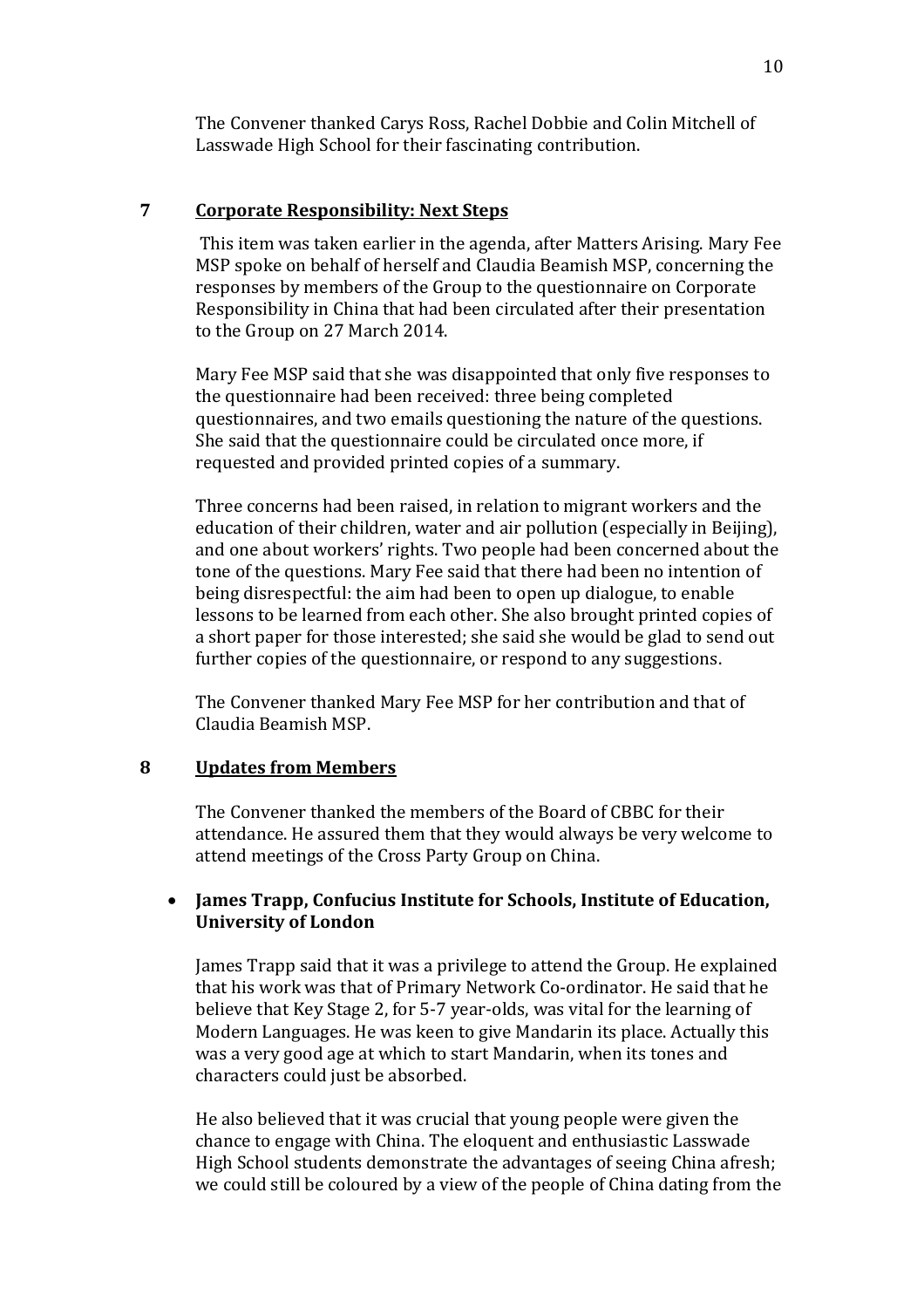The Convener thanked Carys Ross, Rachel Dobbie and Colin Mitchell of Lasswade High School for their fascinating contribution.

## 7 Corporate Responsibility: Next Steps

This item was taken earlier in the agenda, after Matters Arising. Mary Fee MSP spoke on behalf of herself and Claudia Beamish MSP, concerning the responses by members of the Group to the questionnaire on Corporate Responsibility in China that had been circulated after their presentation to the Group on 27 March 2014.

Mary Fee MSP said that she was disappointed that only five responses to the questionnaire had been received: three being completed questionnaires, and two emails questioning the nature of the questions. She said that the questionnaire could be circulated once more, if requested and provided printed copies of a summary.

Three concerns had been raised, in relation to migrant workers and the education of their children, water and air pollution (especially in Beijing), and one about workers' rights. Two people had been concerned about the tone of the questions. Mary Fee said that there had been no intention of being disrespectful: the aim had been to open up dialogue, to enable lessons to be learned from each other. She also brought printed copies of a short paper for those interested; she said she would be glad to send out further copies of the questionnaire, or respond to any suggestions.

The Convener thanked Mary Fee MSP for her contribution and that of Claudia Beamish MSP.

## 8 Updates from Members

The Convener thanked the members of the Board of CBBC for their attendance. He assured them that they would always be very welcome to attend meetings of the Cross Party Group on China.

- **James Trapp, Confucius Institute for Schools, Institute of Education, University of London**

James Trapp said that it was a privilege to attend the Group. He explained that his work was that of Primary Network Co-ordinator. He said that he believe that Key Stage 2, for 5-7 year-olds, was vital for the learning of Modern Languages. He was keen to give Mandarin its place. Actually this was a very good age at which to start Mandarin, when its tones and characters could just be absorbed.

He also believed that it was crucial that young people were given the chance to engage with China. The eloquent and enthusiastic Lasswade High School students demonstrate the advantages of seeing China afresh; we could still be coloured by a view of the people of China dating from the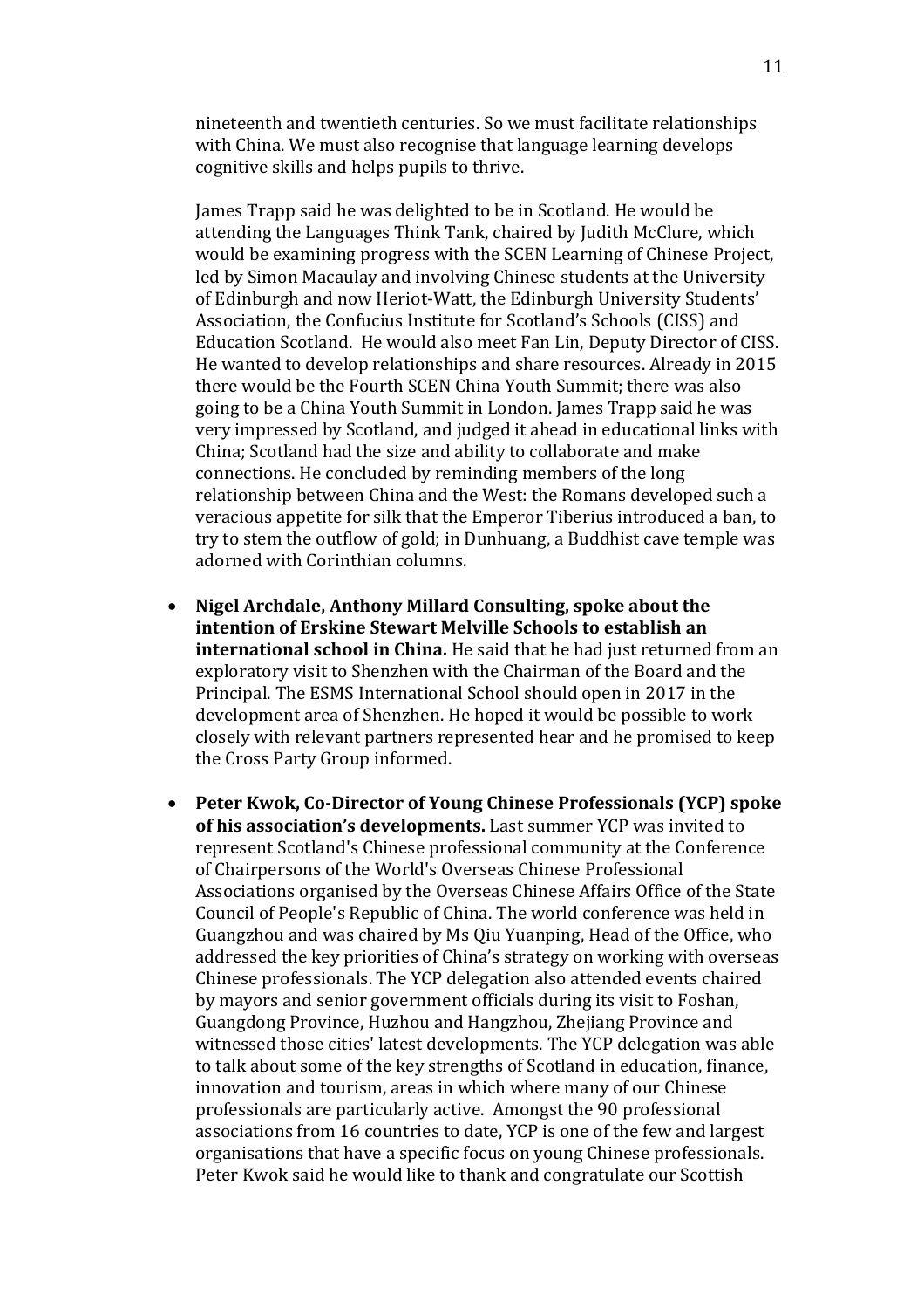nineteenth and twentieth centuries. So we must facilitate relationships with China. We must also recognise that language learning develops cognitive skills and helps pupils to thrive.

James Trapp said he was delighted to be in Scotland. He would be attending the Languages Think Tank, chaired by Judith McClure, which would be examining progress with the SCEN Learning of Chinese Project, led by Simon Macaulay and involving Chinese students at the University of Edinburgh and now Heriot-Watt, the Edinburgh University Students' Association, the Confucius Institute for Scotland's Schools (CISS) and Education Scotland. He would also meet Fan Lin, Deputy Director of CISS. He wanted to develop relationships and share resources. Already in 2015 there would be the Fourth SCEN China Youth Summit; there was also going to be a China Youth Summit in London. James Trapp said he was very impressed by Scotland, and judged it ahead in educational links with China; Scotland had the size and ability to collaborate and make connections. He concluded by reminding members of the long relationship between China and the West: the Romans developed such a veracious appetite for silk that the Emperor Tiberius introduced a ban, to try to stem the outflow of gold; in Dunhuang, a Buddhist cave temple was adorned with Corinthian columns.

- **Nigel Archdale, Anthony Millard Consulting, spoke about the intention of Erskine Stewart Melville Schools to establish an international school in China.** He said that he had just returned from an exploratory visit to Shenzhen with the Chairman of the Board and the Principal. The ESMS International School should open in 2017 in the development area of Shenzhen. He hoped it would be possible to work closely with relevant partners represented hear and he promised to keep the Cross Party Group informed.

- **Peter Kwok, Co-Director of Young Chinese Professionals (YCP) spoke of his association's developments.** Last summer YCP was invited to represent Scotland's Chinese professional community at the Conference of Chairpersons of the World's Overseas Chinese Professional Associations organised by the Overseas Chinese Affairs Office of the State Council of People's Republic of China. The world conference was held in Guangzhou and was chaired by Ms Qiu Yuanping, Head of the Office, who addressed the key priorities of China's strategy on working with overseas Chinese professionals. The YCP delegation also attended events chaired by mayors and senior government officials during its visit to Foshan, Guangdong Province, Huzhou and Hangzhou, Zhejiang Province and witnessed those cities' latest developments. The YCP delegation was able to talk about some of the key strengths of Scotland in education, finance, innovation and tourism, areas in which where many of our Chinese professionals are particularly active. Amongst the 90 professional associations from 16 countries to date, YCP is one of the few and largest organisations that have a specific focus on young Chinese professionals. Peter Kwok said he would like to thank and congratulate our Scottish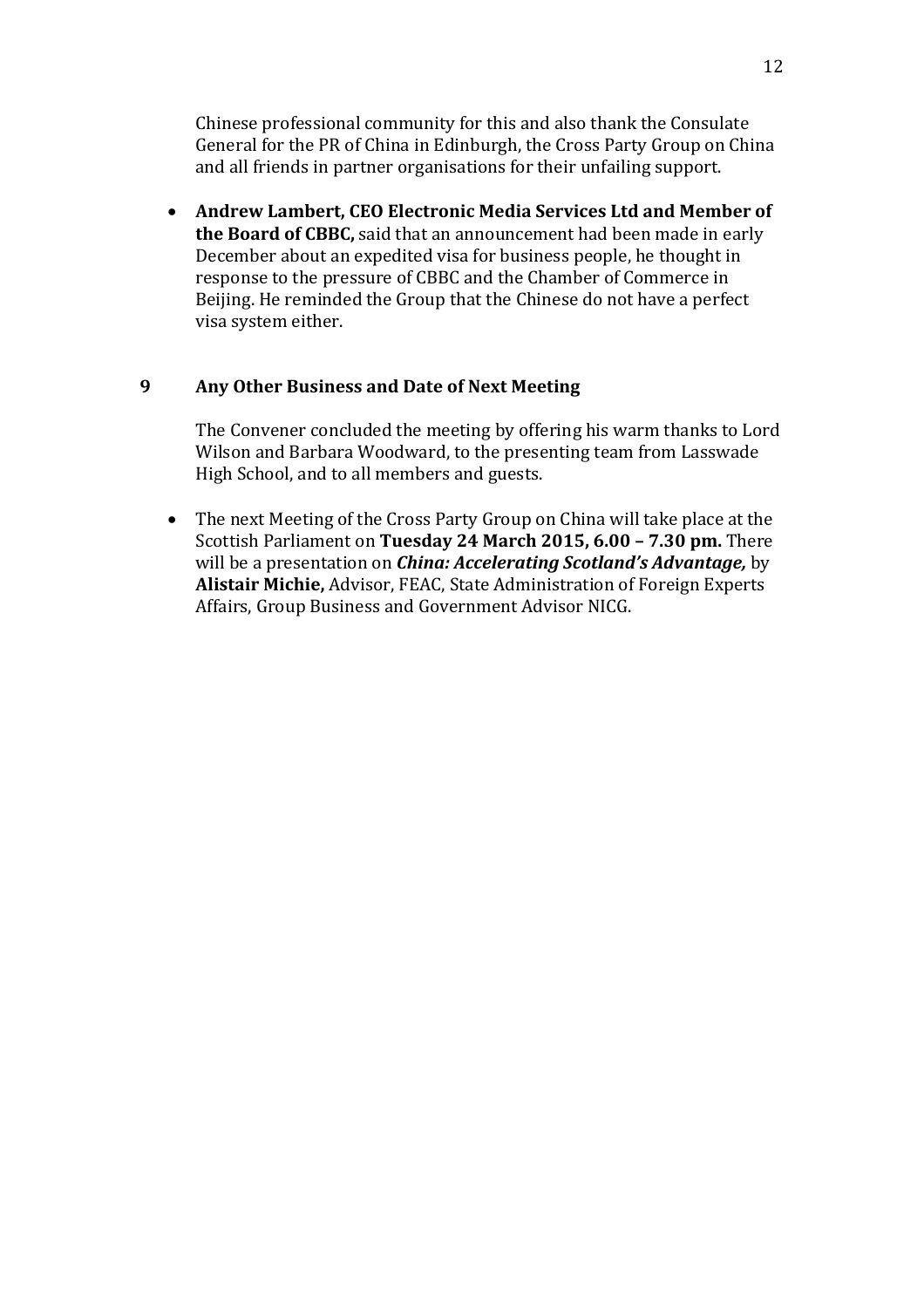Chinese professional community for this and also thank the Consulate General for the PR of China in Edinburgh, the Cross Party Group on China and all friends in partner organisations for their unfailing support.

- **Andrew Lambert, CEO Electronic Media Services Ltd and Member of the Board of CBBC,** said that an announcement had been made in early December about an expedited visa for business people, he thought in response to the pressure of CBBC and the Chamber of Commerce in Beijing. He reminded the Group that the Chinese do not have a perfect visa system either.

## 9 Any Other Business and Date of Next Meeting

The Convener concluded the meeting by offering his warm thanks to Lord Wilson and Barbara Woodward, to the presenting team from Lasswade High School, and to all members and guests.

- The next Meeting of the Cross Party Group on China will take place at the Scottish Parliament on **Tuesday 24 March 2015, 6.00 – 7.30 pm.** There will be a presentation on ***China: Accelerating Scotland's Advantage,*** by **Alistair Michie,** Advisor, FEAC, State Administration of Foreign Experts Affairs, Group Business and Government Advisor NICG.